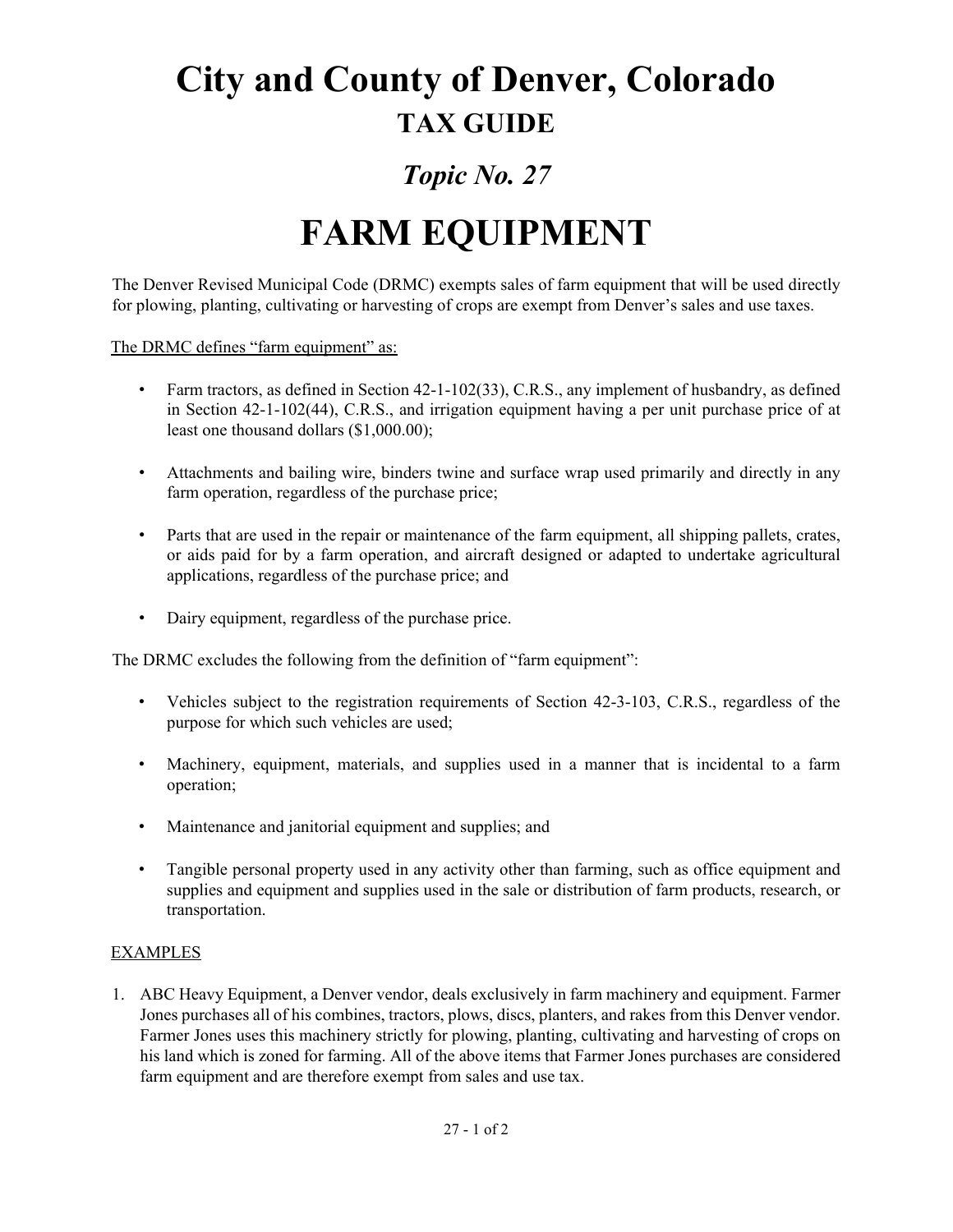# City and County of Denver, Colorado

## TAX GUIDE

## *Topic No. 27*

# FARM EQUIPMENT

The Denver Revised Municipal Code (DRMC) exempts sales of farm equipment that will be used directly for plowing, planting, cultivating or harvesting of crops are exempt from Denver's sales and use taxes.

The DRMC defines "farm equipment" as:

- Farm tractors, as defined in Section 42-1-102(33), C.R.S., any implement of husbandry, as defined in Section 42-1-102(44), C.R.S., and irrigation equipment having a per unit purchase price of at least one thousand dollars ($1,000.00);
- Attachments and bailing wire, binders twine and surface wrap used primarily and directly in any farm operation, regardless of the purchase price;
- Parts that are used in the repair or maintenance of the farm equipment, all shipping pallets, crates, or aids paid for by a farm operation, and aircraft designed or adapted to undertake agricultural applications, regardless of the purchase price; and
- Dairy equipment, regardless of the purchase price.

The DRMC excludes the following from the definition of "farm equipment":

- Vehicles subject to the registration requirements of Section 42-3-103, C.R.S., regardless of the purpose for which such vehicles are used;
- Machinery, equipment, materials, and supplies used in a manner that is incidental to a farm operation;
- Maintenance and janitorial equipment and supplies; and
- Tangible personal property used in any activity other than farming, such as office equipment and supplies and equipment and supplies used in the sale or distribution of farm products, research, or transportation.

EXAMPLES

1. ABC Heavy Equipment, a Denver vendor, deals exclusively in farm machinery and equipment. Farmer Jones purchases all of his combines, tractors, plows, discs, planters, and rakes from this Denver vendor. Farmer Jones uses this machinery strictly for plowing, planting, cultivating and harvesting of crops on his land which is zoned for farming. All of the above items that Farmer Jones purchases are considered farm equipment and are therefore exempt from sales and use tax.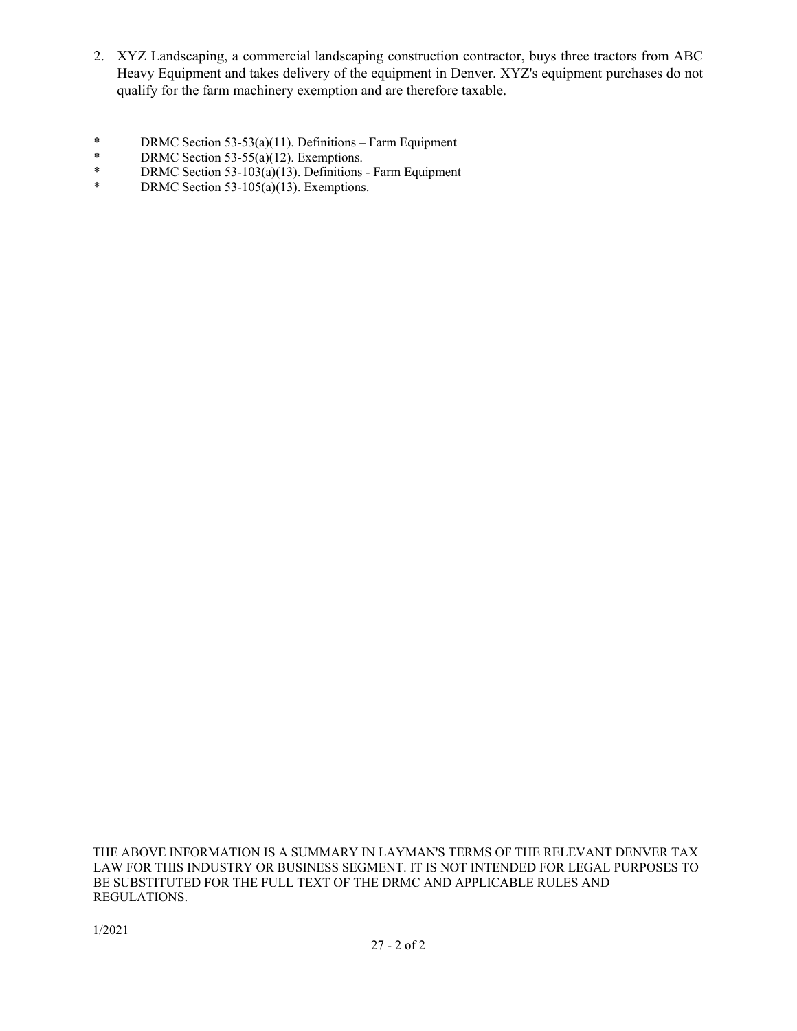2. XYZ Landscaping, a commercial landscaping construction contractor, buys three tractors from ABC Heavy Equipment and takes delivery of the equipment in Denver. XYZ's equipment purchases do not qualify for the farm machinery exemption and are therefore taxable.

* DRMC Section 53-53(a)(11). Definitions – Farm Equipment
* DRMC Section 53-55(a)(12). Exemptions.
* DRMC Section 53-103(a)(13). Definitions - Farm Equipment
* DRMC Section 53-105(a)(13). Exemptions.

THE ABOVE INFORMATION IS A SUMMARY IN LAYMAN'S TERMS OF THE RELEVANT DENVER TAX LAW FOR THIS INDUSTRY OR BUSINESS SEGMENT. IT IS NOT INTENDED FOR LEGAL PURPOSES TO BE SUBSTITUTED FOR THE FULL TEXT OF THE DRMC AND APPLICABLE RULES AND REGULATIONS.

1/2021